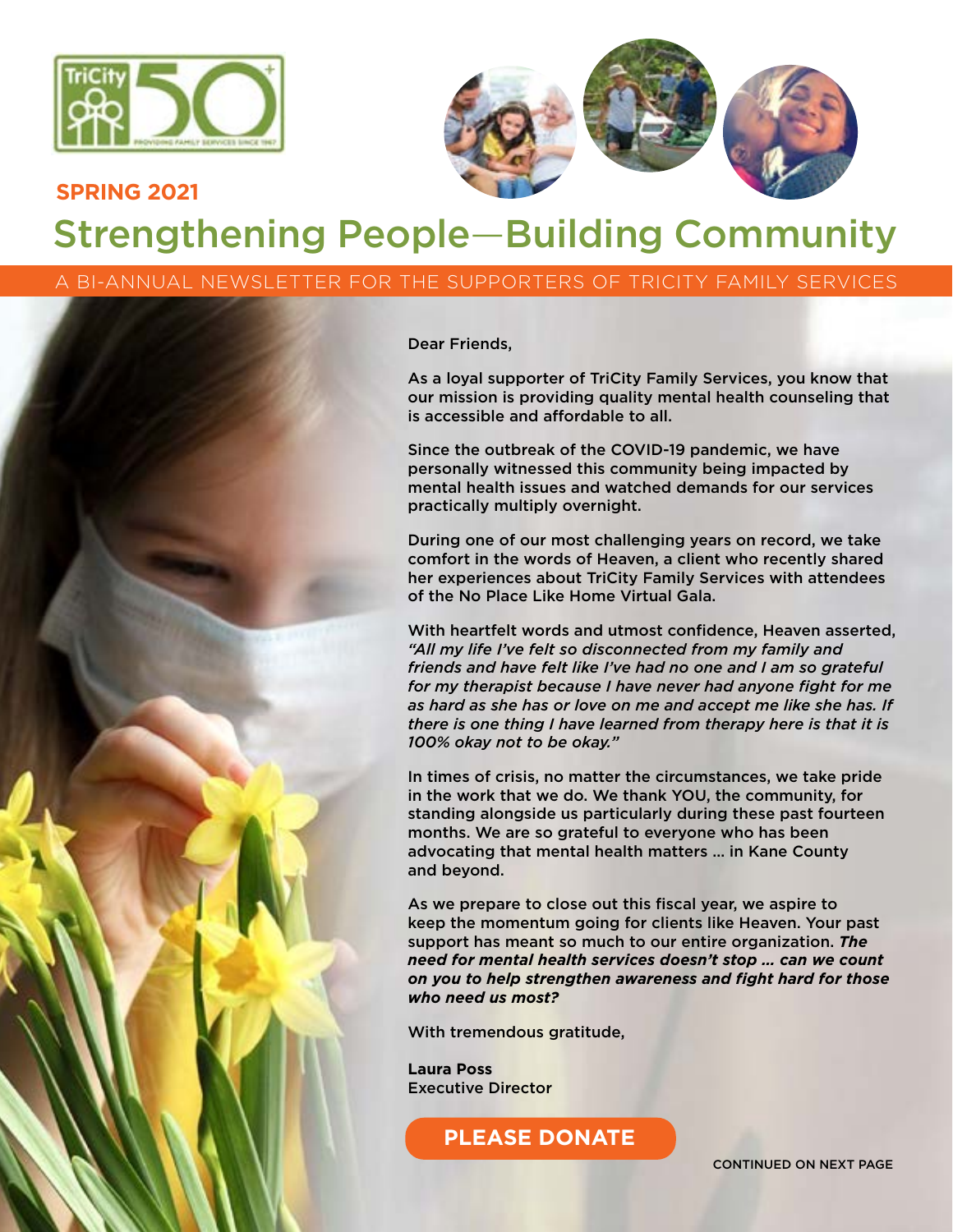SPRING 2021

# Strengthening People—Building Community

A BI-ANNUAL NEWSLETTER FOR THE SUPPORTERS OF TRICITY FAMILY SERVICES

Dear Friends,

As a loyal supporter of TriCity Family Services, you know that our mission is providing quality mental health counseling that is accessible and affordable to all.

Since the outbreak of the COVID-19 pandemic, we have personally witnessed this community being impacted by mental health issues and watched demands for our services practically multiply overnight.

During one of our most challenging years on record, we take comfort in the words of Heaven, a client who recently shared her experiences about TriCity Family Services with attendees of the No Place Like Home Virtual Gala.

With heartfelt words and utmost confidence, Heaven asserted, *"All my life I've felt so disconnected from my family and friends and have felt like I've had no one and I am so grateful for my therapist because I have never had anyone fight for me as hard as she has or love on me and accept me like she has. If there is one thing I have learned from therapy here is that it is 100% okay not to be okay."*

In times of crisis, no matter the circumstances, we take pride in the work that we do. We thank YOU, the community, for standing alongside us particularly during these past fourteen months. We are so grateful to everyone who has been advocating that mental health matters … in Kane County and beyond.

As we prepare to close out this fiscal year, we aspire to keep the momentum going for clients like Heaven. Your past support has meant so much to our entire organization. ***The need for mental health services doesn't stop … can we count on you to help strengthen awareness and fight hard for those who need us most?***

With tremendous gratitude,

**Laura Poss**
Executive Director

**PLEASE DONATE**

CONTINUED ON NEXT PAGE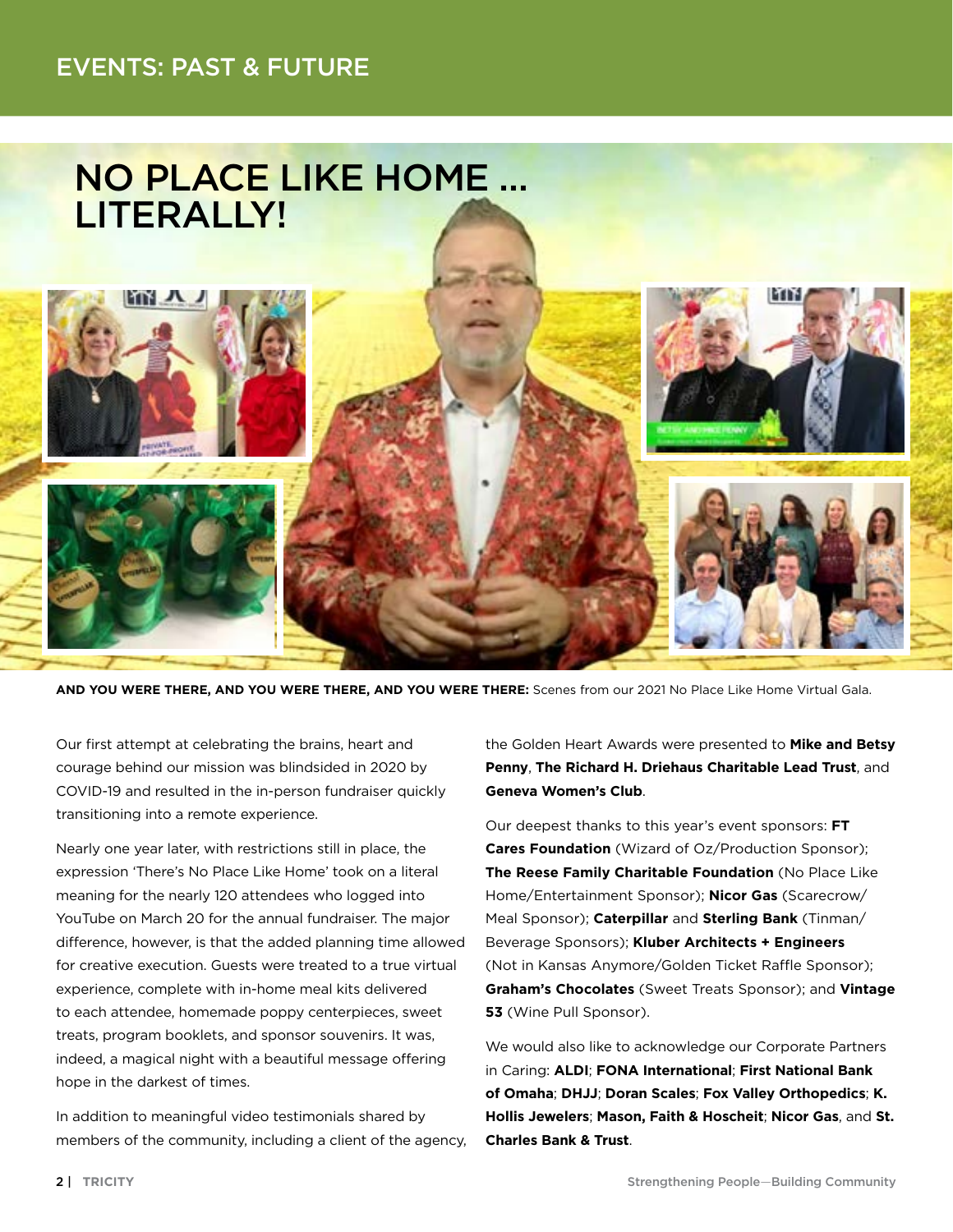## EVENTS: PAST & FUTURE

# NO PLACE LIKE HOME ... LITERALLY!

**AND YOU WERE THERE, AND YOU WERE THERE, AND YOU WERE THERE:** Scenes from our 2021 No Place Like Home Virtual Gala.

Our first attempt at celebrating the brains, heart and courage behind our mission was blindsided in 2020 by COVID-19 and resulted in the in-person fundraiser quickly transitioning into a remote experience.

Nearly one year later, with restrictions still in place, the expression 'There's No Place Like Home' took on a literal meaning for the nearly 120 attendees who logged into YouTube on March 20 for the annual fundraiser. The major difference, however, is that the added planning time allowed for creative execution. Guests were treated to a true virtual experience, complete with in-home meal kits delivered to each attendee, homemade poppy centerpieces, sweet treats, program booklets, and sponsor souvenirs. It was, indeed, a magical night with a beautiful message offering hope in the darkest of times.

In addition to meaningful video testimonials shared by members of the community, including a client of the agency, the Golden Heart Awards were presented to **Mike and Betsy Penny**, **The Richard H. Driehaus Charitable Lead Trust**, and **Geneva Women's Club**.

Our deepest thanks to this year's event sponsors: **FT Cares Foundation** (Wizard of Oz/Production Sponsor); **The Reese Family Charitable Foundation** (No Place Like Home/Entertainment Sponsor); **Nicor Gas** (Scarecrow/Meal Sponsor); **Caterpillar** and **Sterling Bank** (Tinman/Beverage Sponsors); **Kluber Architects + Engineers** (Not in Kansas Anymore/Golden Ticket Raffle Sponsor); **Graham's Chocolates** (Sweet Treats Sponsor); and **Vintage 53** (Wine Pull Sponsor).

We would also like to acknowledge our Corporate Partners in Caring: **ALDI**; **FONA International**; **First National Bank of Omaha**; **DHJJ**; **Doran Scales**; **Fox Valley Orthopedics**; **K. Hollis Jewelers**; **Mason, Faith & Hoscheit**; **Nicor Gas**, and **St. Charles Bank & Trust**.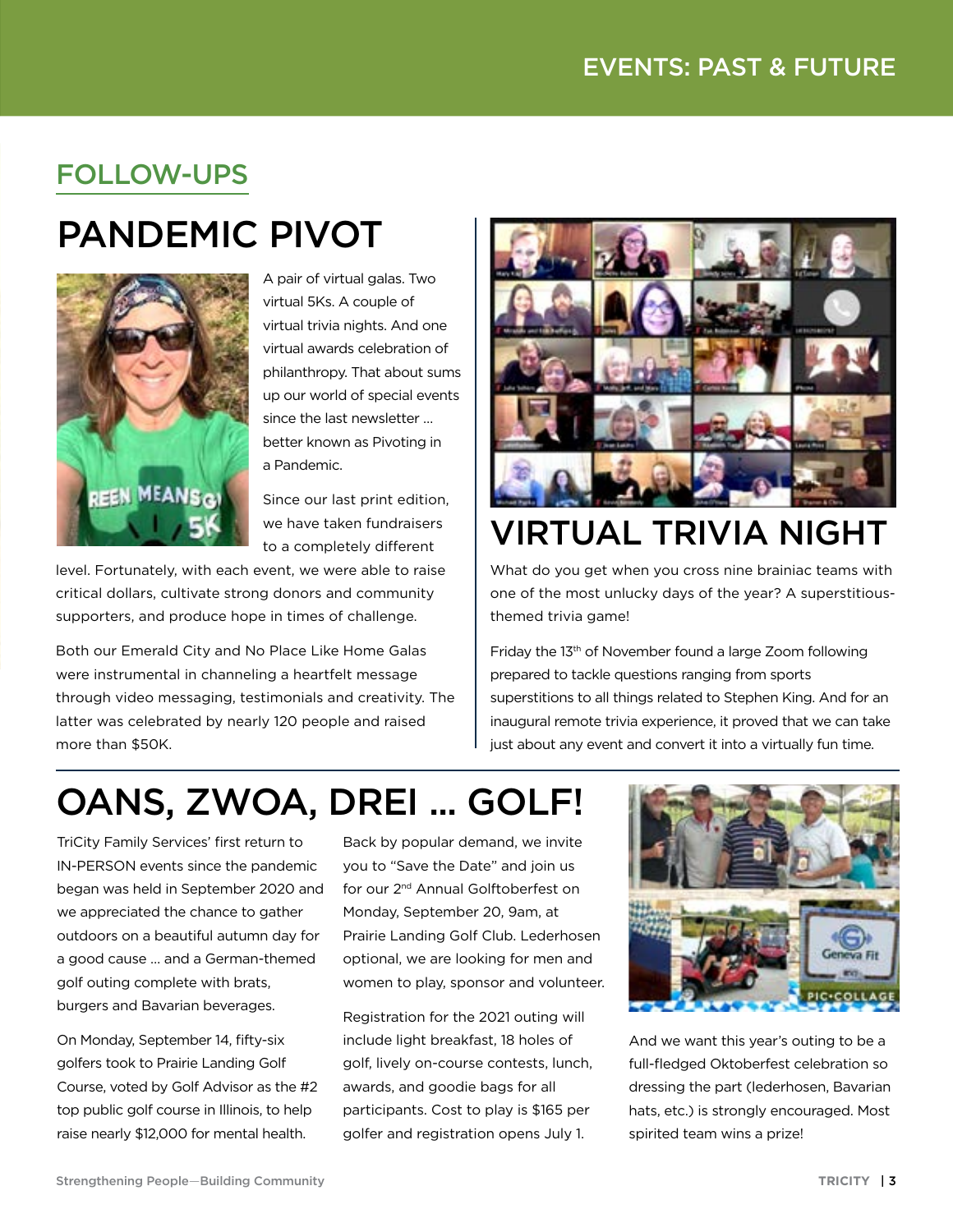## FOLLOW-UPS

# PANDEMIC PIVOT

A pair of virtual galas. Two virtual 5Ks. A couple of virtual trivia nights. And one virtual awards celebration of philanthropy. That about sums up our world of special events since the last newsletter … better known as Pivoting in a Pandemic.

Since our last print edition, we have taken fundraisers to a completely different level. Fortunately, with each event, we were able to raise critical dollars, cultivate strong donors and community supporters, and produce hope in times of challenge.

Both our Emerald City and No Place Like Home Galas were instrumental in channeling a heartfelt message through video messaging, testimonials and creativity. The latter was celebrated by nearly 120 people and raised more than $50K.

# VIRTUAL TRIVIA NIGHT

What do you get when you cross nine brainiac teams with one of the most unlucky days of the year? A superstitious-themed trivia game!

Friday the 13th of November found a large Zoom following prepared to tackle questions ranging from sports superstitions to all things related to Stephen King. And for an inaugural remote trivia experience, it proved that we can take just about any event and convert it into a virtually fun time.

# OANS, ZWOA, DREI … GOLF!

TriCity Family Services' first return to IN-PERSON events since the pandemic began was held in September 2020 and we appreciated the chance to gather outdoors on a beautiful autumn day for a good cause … and a German-themed golf outing complete with brats, burgers and Bavarian beverages.

On Monday, September 14, fifty-six golfers took to Prairie Landing Golf Course, voted by Golf Advisor as the #2 top public golf course in Illinois, to help raise nearly $12,000 for mental health.

Back by popular demand, we invite you to "Save the Date" and join us for our 2nd Annual Golftoberfest on Monday, September 20, 9am, at Prairie Landing Golf Club. Lederhosen optional, we are looking for men and women to play, sponsor and volunteer.

Registration for the 2021 outing will include light breakfast, 18 holes of golf, lively on-course contests, lunch, awards, and goodie bags for all participants. Cost to play is $165 per golfer and registration opens July 1.

And we want this year's outing to be a full-fledged Oktoberfest celebration so dressing the part (lederhosen, Bavarian hats, etc.) is strongly encouraged. Most spirited team wins a prize!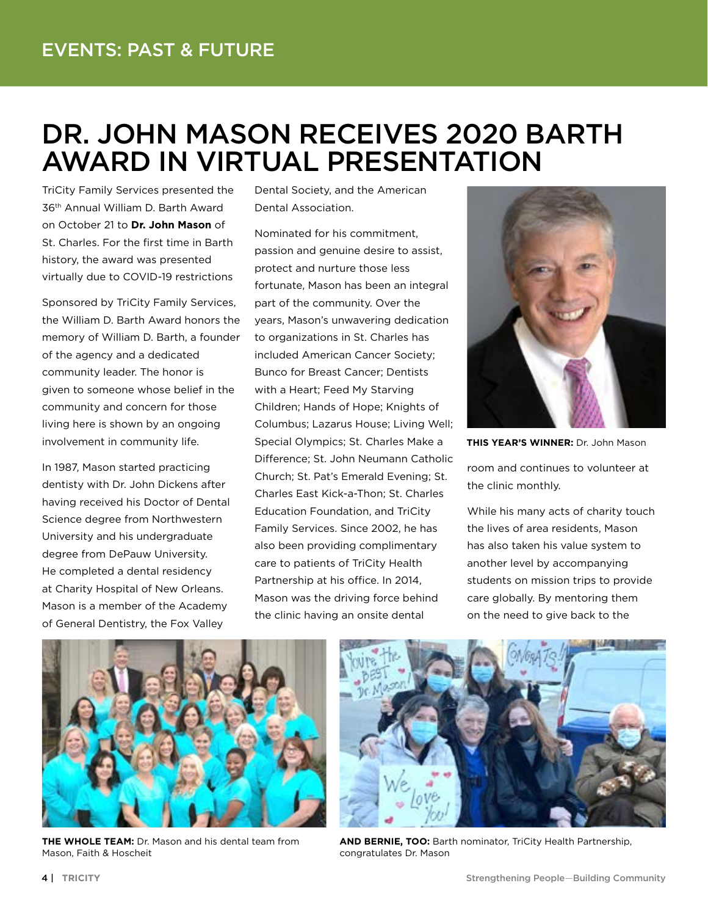# DR. JOHN MASON RECEIVES 2020 BARTH AWARD IN VIRTUAL PRESENTATION

TriCity Family Services presented the 36th Annual William D. Barth Award on October 21 to **Dr. John Mason** of St. Charles. For the first time in Barth history, the award was presented virtually due to COVID-19 restrictions

Sponsored by TriCity Family Services, the William D. Barth Award honors the memory of William D. Barth, a founder of the agency and a dedicated community leader. The honor is given to someone whose belief in the community and concern for those living here is shown by an ongoing involvement in community life.

In 1987, Mason started practicing dentistry with Dr. John Dickens after having received his Doctor of Dental Science degree from Northwestern University and his undergraduate degree from DePauw University. He completed a dental residency at Charity Hospital of New Orleans. Mason is a member of the Academy of General Dentistry, the Fox Valley Dental Society, and the American Dental Association.

Nominated for his commitment, passion and genuine desire to assist, protect and nurture those less fortunate, Mason has been an integral part of the community. Over the years, Mason's unwavering dedication to organizations in St. Charles has included American Cancer Society; Bunco for Breast Cancer; Dentists with a Heart; Feed My Starving Children; Hands of Hope; Knights of Columbus; Lazarus House; Living Well; Special Olympics; St. Charles Make a Difference; St. John Neumann Catholic Church; St. Pat's Emerald Evening; St. Charles East Kick-a-Thon; St. Charles Education Foundation, and TriCity Family Services. Since 2002, he has also been providing complimentary care to patients of TriCity Health Partnership at his office. In 2014, Mason was the driving force behind the clinic having an onsite dental room and continues to volunteer at the clinic monthly.

**THIS YEAR'S WINNER:** Dr. John Mason

While his many acts of charity touch the lives of area residents, Mason has also taken his value system to another level by accompanying students on mission trips to provide care globally. By mentoring them on the need to give back to the

**THE WHOLE TEAM:** Dr. Mason and his dental team from Mason, Faith & Hoscheit

**AND BERNIE, TOO:** Barth nominator, TriCity Health Partnership, congratulates Dr. Mason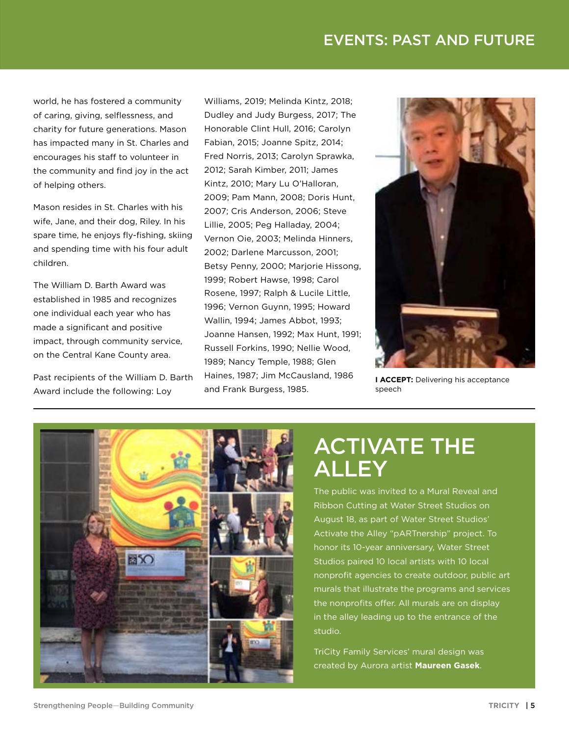world, he has fostered a community of caring, giving, selflessness, and charity for future generations. Mason has impacted many in St. Charles and encourages his staff to volunteer in the community and find joy in the act of helping others.

Mason resides in St. Charles with his wife, Jane, and their dog, Riley. In his spare time, he enjoys fly-fishing, skiing and spending time with his four adult children.

The William D. Barth Award was established in 1985 and recognizes one individual each year who has made a significant and positive impact, through community service, on the Central Kane County area.

Past recipients of the William D. Barth Award include the following: Loy Williams, 2019; Melinda Kintz, 2018; Dudley and Judy Burgess, 2017; The Honorable Clint Hull, 2016; Carolyn Fabian, 2015; Joanne Spitz, 2014; Fred Norris, 2013; Carolyn Sprawka, 2012; Sarah Kimber, 2011; James Kintz, 2010; Mary Lu O'Halloran, 2009; Pam Mann, 2008; Doris Hunt, 2007; Cris Anderson, 2006; Steve Lillie, 2005; Peg Halladay, 2004; Vernon Oie, 2003; Melinda Hinners, 2002; Darlene Marcusson, 2001; Betsy Penny, 2000; Marjorie Hissong, 1999; Robert Hawse, 1998; Carol Rosene, 1997; Ralph & Lucile Little, 1996; Vernon Guynn, 1995; Howard Wallin, 1994; James Abbot, 1993; Joanne Hansen, 1992; Max Hunt, 1991; Russell Forkins, 1990; Nellie Wood, 1989; Nancy Temple, 1988; Glen Haines, 1987; Jim McCausland, 1986 and Frank Burgess, 1985.

**I ACCEPT:** Delivering his acceptance speech

## ACTIVATE THE ALLEY

The public was invited to a Mural Reveal and Ribbon Cutting at Water Street Studios on August 18, as part of Water Street Studios' Activate the Alley "pARTnership" project. To honor its 10-year anniversary, Water Street Studios paired 10 local artists with 10 local nonprofit agencies to create outdoor, public art murals that illustrate the programs and services the nonprofits offer. All murals are on display in the alley leading up to the entrance of the studio.

TriCity Family Services' mural design was created by Aurora artist **Maureen Gasek**.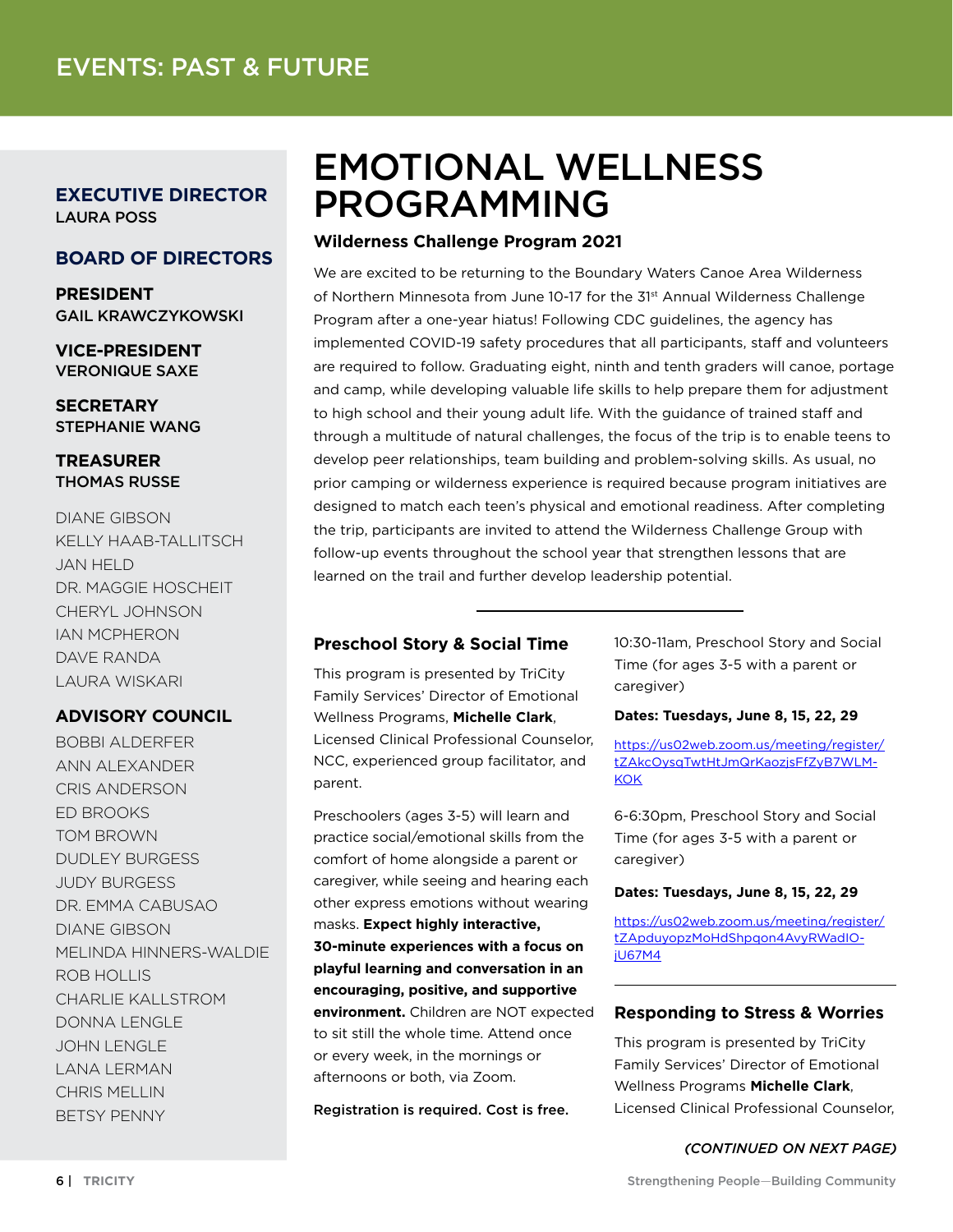# EVENTS: PAST & FUTURE

**EXECUTIVE DIRECTOR**
LAURA POSS

**BOARD OF DIRECTORS**

**PRESIDENT**
GAIL KRAWCZYKOWSKI

**VICE-PRESIDENT**
VERONIQUE SAXE

**SECRETARY**
STEPHANIE WANG

**TREASURER**
THOMAS RUSSE

DIANE GIBSON
KELLY HAAB-TALLITSCH
JAN HELD
DR. MAGGIE HOSCHEIT
CHERYL JOHNSON
IAN MCPHERON
DAVE RANDA
LAURA WISKARI

**ADVISORY COUNCIL**

BOBBI ALDERFER
ANN ALEXANDER
CRIS ANDERSON
ED BROOKS
TOM BROWN
DUDLEY BURGESS
JUDY BURGESS
DR. EMMA CABUSAO
DIANE GIBSON
MELINDA HINNERS-WALDIE
ROB HOLLIS
CHARLIE KALLSTROM
DONNA LENGLE
JOHN LENGLE
LANA LERMAN
CHRIS MELLIN
BETSY PENNY

# EMOTIONAL WELLNESS PROGRAMMING

### Wilderness Challenge Program 2021

We are excited to be returning to the Boundary Waters Canoe Area Wilderness of Northern Minnesota from June 10-17 for the 31st Annual Wilderness Challenge Program after a one-year hiatus! Following CDC guidelines, the agency has implemented COVID-19 safety procedures that all participants, staff and volunteers are required to follow. Graduating eight, ninth and tenth graders will canoe, portage and camp, while developing valuable life skills to help prepare them for adjustment to high school and their young adult life. With the guidance of trained staff and through a multitude of natural challenges, the focus of the trip is to enable teens to develop peer relationships, team building and problem-solving skills. As usual, no prior camping or wilderness experience is required because program initiatives are designed to match each teen's physical and emotional readiness. After completing the trip, participants are invited to attend the Wilderness Challenge Group with follow-up events throughout the school year that strengthen lessons that are learned on the trail and further develop leadership potential.

---

### Preschool Story & Social Time

This program is presented by TriCity Family Services' Director of Emotional Wellness Programs, **Michelle Clark**, Licensed Clinical Professional Counselor, NCC, experienced group facilitator, and parent.

Preschoolers (ages 3-5) will learn and practice social/emotional skills from the comfort of home alongside a parent or caregiver, while seeing and hearing each other express emotions without wearing masks. **Expect highly interactive, 30-minute experiences with a focus on playful learning and conversation in an encouraging, positive, and supportive environment.** Children are NOT expected to sit still the whole time. Attend once or every week, in the mornings or afternoons or both, via Zoom.

**Registration is required. Cost is free.**

10:30-11am, Preschool Story and Social Time (for ages 3-5 with a parent or caregiver)

**Dates: Tuesdays, June 8, 15, 22, 29**

https://us02web.zoom.us/meeting/register/tZAkcOysqTwtHtJmQrKaozjsFfZyB7WLM-KOK

6-6:30pm, Preschool Story and Social Time (for ages 3-5 with a parent or caregiver)

**Dates: Tuesdays, June 8, 15, 22, 29**

https://us02web.zoom.us/meeting/register/tZApduyopzMoHdShpqon4AvyRWadIO-jU67M4

---

### Responding to Stress & Worries

This program is presented by TriCity Family Services' Director of Emotional Wellness Programs **Michelle Clark**, Licensed Clinical Professional Counselor,

*(CONTINUED ON NEXT PAGE)*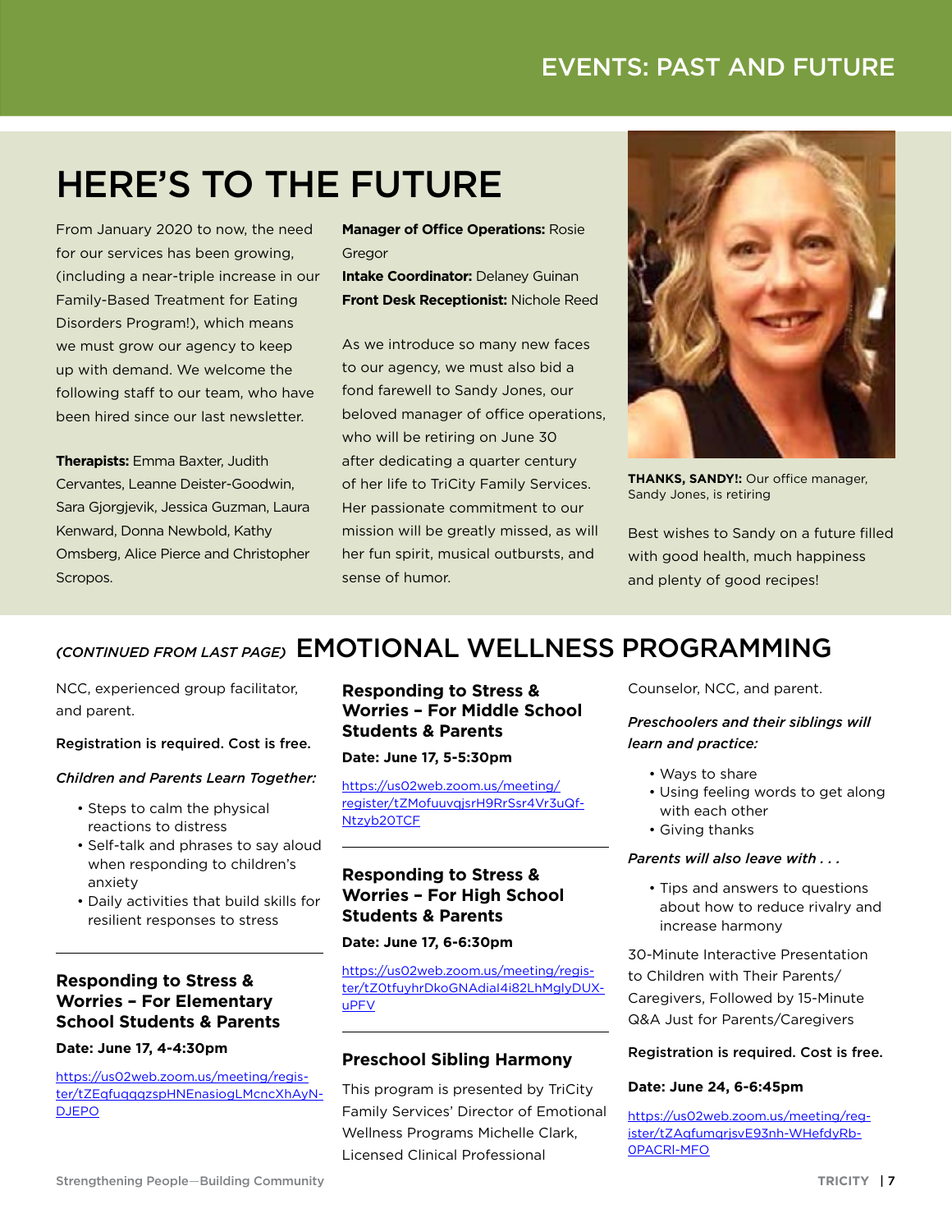# HERE'S TO THE FUTURE

From January 2020 to now, the need for our services has been growing, (including a near-triple increase in our Family-Based Treatment for Eating Disorders Program!), which means we must grow our agency to keep up with demand. We welcome the following staff to our team, who have been hired since our last newsletter.

**Therapists:** Emma Baxter, Judith Cervantes, Leanne Deister-Goodwin, Sara Gjorgjevik, Jessica Guzman, Laura Kenward, Donna Newbold, Kathy Omsberg, Alice Pierce and Christopher Scropos.

**Manager of Office Operations:** Rosie Gregor
**Intake Coordinator:** Delaney Guinan
**Front Desk Receptionist:** Nichole Reed

As we introduce so many new faces to our agency, we must also bid a fond farewell to Sandy Jones, our beloved manager of office operations, who will be retiring on June 30 after dedicating a quarter century of her life to TriCity Family Services. Her passionate commitment to our mission will be greatly missed, as will her fun spirit, musical outbursts, and sense of humor.

**THANKS, SANDY!:** Our office manager, Sandy Jones, is retiring

Best wishes to Sandy on a future filled with good health, much happiness and plenty of good recipes!

## *(CONTINUED FROM LAST PAGE)* EMOTIONAL WELLNESS PROGRAMMING

NCC, experienced group facilitator, and parent.

**Registration is required. Cost is free.**

***Children and Parents Learn Together:***

- Steps to calm the physical reactions to distress
- Self-talk and phrases to say aloud when responding to children's anxiety
- Daily activities that build skills for resilient responses to stress

### Responding to Stress & Worries – For Elementary School Students & Parents

**Date: June 17, 4-4:30pm**

https://us02web.zoom.us/meeting/register/tZEqfuqqqzspHNEnasiogLMcncXhAyN-DJEPO

### Responding to Stress & Worries – For Middle School Students & Parents

**Date: June 17, 5-5:30pm**

https://us02web.zoom.us/meeting/register/tZMofuuvqjsrH9RrSsr4Vr3uQf-Ntzyb2OTCF

### Responding to Stress & Worries – For High School Students & Parents

**Date: June 17, 6-6:30pm**

https://us02web.zoom.us/meeting/register/tZ0tfuyhrDkoGNAdiaI4i82LhMglyDUX-uPFV

### Preschool Sibling Harmony

This program is presented by TriCity Family Services' Director of Emotional Wellness Programs Michelle Clark, Licensed Clinical Professional Counselor, NCC, and parent.

***Preschoolers and their siblings will learn and practice:***

- Ways to share
- Using feeling words to get along with each other
- Giving thanks

***Parents will also leave with . . .***

- Tips and answers to questions about how to reduce rivalry and increase harmony

30-Minute Interactive Presentation to Children with Their Parents/Caregivers, Followed by 15-Minute Q&A Just for Parents/Caregivers

**Registration is required. Cost is free.**

**Date: June 24, 6-6:45pm**

https://us02web.zoom.us/meeting/register/tZAqfumqrjsvE93nh-WHefdyRb-0PACRI-MFO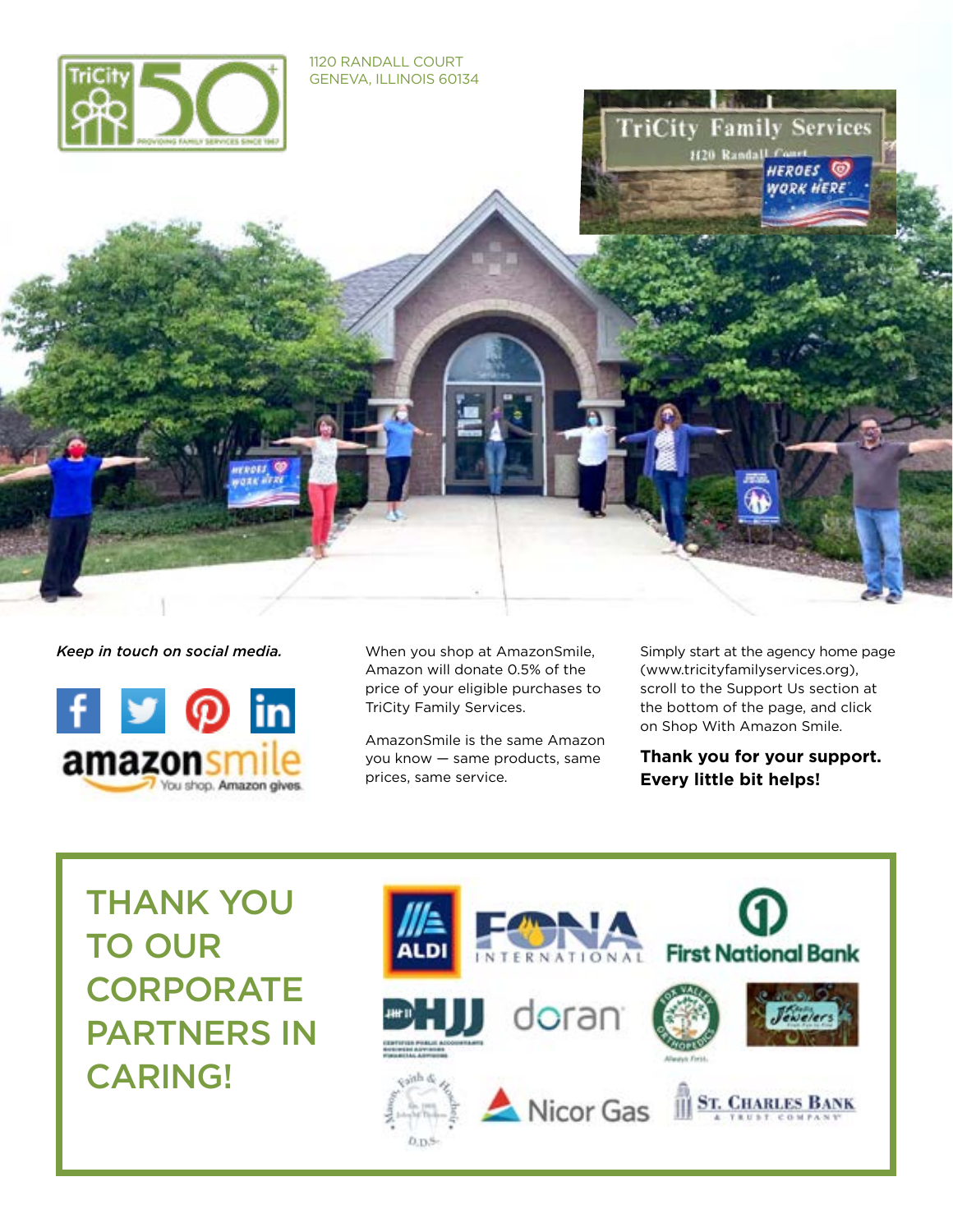1120 RANDALL COURT
GENEVA, ILLINOIS 60134

*Keep in touch on social media.*

When you shop at AmazonSmile, Amazon will donate 0.5% of the price of your eligible purchases to TriCity Family Services.

AmazonSmile is the same Amazon you know — same products, same prices, same service.

Simply start at the agency home page (www.tricityfamilyservices.org), scroll to the Support Us section at the bottom of the page, and click on Shop With Amazon Smile.

**Thank you for your support. Every little bit helps!**

## THANK YOU TO OUR CORPORATE PARTNERS IN CARING!